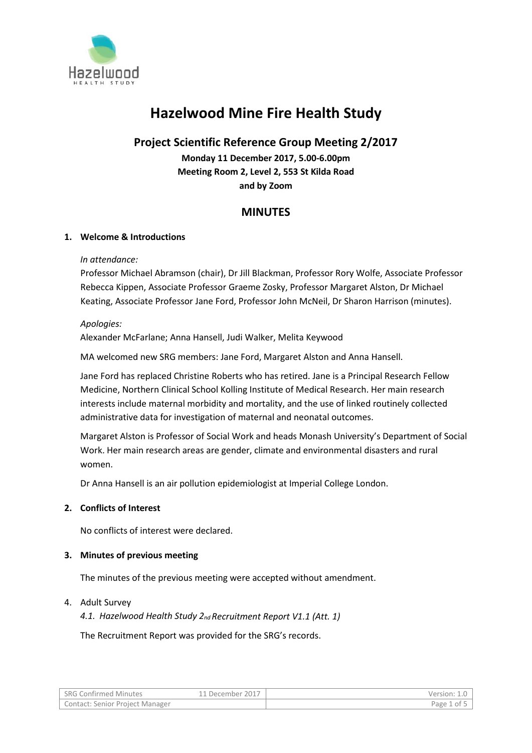# Hazelwood Mine Fire Health Study

## Project Scientific Reference Group Meeting 2/2017

**Monday 11 December 2017, 5.00-6.00pm**
**Meeting Room 2, Level 2, 553 St Kilda Road**
**and by Zoom**

## MINUTES

### 1. Welcome & Introductions

*In attendance:*

Professor Michael Abramson (chair), Dr Jill Blackman, Professor Rory Wolfe, Associate Professor Rebecca Kippen, Associate Professor Graeme Zosky, Professor Margaret Alston, Dr Michael Keating, Associate Professor Jane Ford, Professor John McNeil, Dr Sharon Harrison (minutes).

*Apologies:*

Alexander McFarlane; Anna Hansell, Judi Walker, Melita Keywood

MA welcomed new SRG members: Jane Ford, Margaret Alston and Anna Hansell.

Jane Ford has replaced Christine Roberts who has retired. Jane is a Principal Research Fellow Medicine, Northern Clinical School Kolling Institute of Medical Research. Her main research interests include maternal morbidity and mortality, and the use of linked routinely collected administrative data for investigation of maternal and neonatal outcomes.

Margaret Alston is Professor of Social Work and heads Monash University's Department of Social Work. Her main research areas are gender, climate and environmental disasters and rural women.

Dr Anna Hansell is an air pollution epidemiologist at Imperial College London.

### 2. Conflicts of Interest

No conflicts of interest were declared.

### 3. Minutes of previous meeting

The minutes of the previous meeting were accepted without amendment.

4. Adult Survey

*4.1. Hazelwood Health Study 2nd Recruitment Report V1.1 (Att. 1)*

The Recruitment Report was provided for the SRG's records.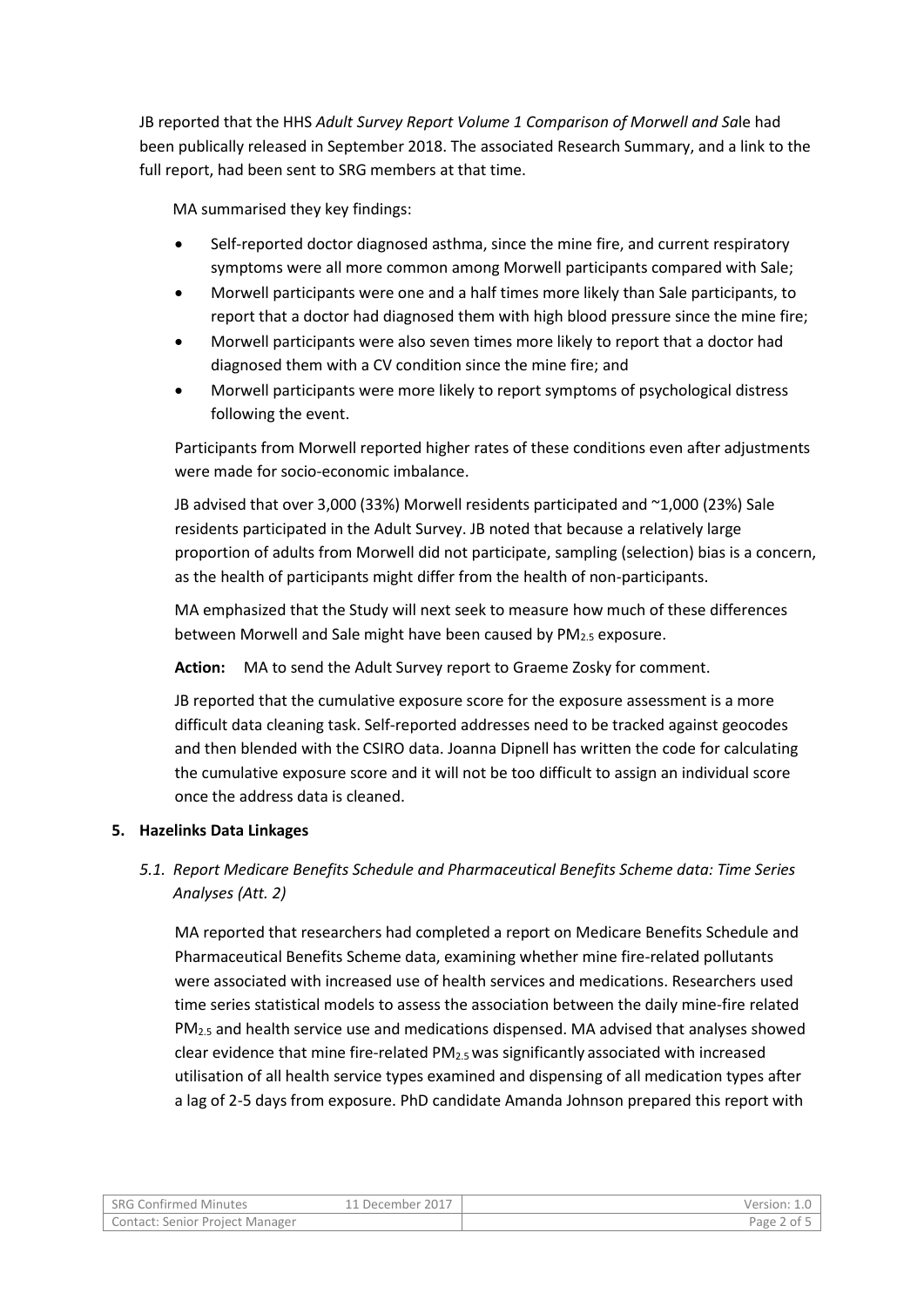JB reported that the HHS *Adult Survey Report Volume 1 Comparison of Morwell and Sa*le had been publically released in September 2018. The associated Research Summary, and a link to the full report, had been sent to SRG members at that time.

MA summarised they key findings:

- Self-reported doctor diagnosed asthma, since the mine fire, and current respiratory symptoms were all more common among Morwell participants compared with Sale;
- Morwell participants were one and a half times more likely than Sale participants, to report that a doctor had diagnosed them with high blood pressure since the mine fire;
- Morwell participants were also seven times more likely to report that a doctor had diagnosed them with a CV condition since the mine fire; and
- Morwell participants were more likely to report symptoms of psychological distress following the event.

Participants from Morwell reported higher rates of these conditions even after adjustments were made for socio-economic imbalance.

JB advised that over 3,000 (33%) Morwell residents participated and ~1,000 (23%) Sale residents participated in the Adult Survey. JB noted that because a relatively large proportion of adults from Morwell did not participate, sampling (selection) bias is a concern, as the health of participants might differ from the health of non-participants.

MA emphasized that the Study will next seek to measure how much of these differences between Morwell and Sale might have been caused by $PM_{2.5}$ exposure.

**Action:** MA to send the Adult Survey report to Graeme Zosky for comment.

JB reported that the cumulative exposure score for the exposure assessment is a more difficult data cleaning task. Self-reported addresses need to be tracked against geocodes and then blended with the CSIRO data. Joanna Dipnell has written the code for calculating the cumulative exposure score and it will not be too difficult to assign an individual score once the address data is cleaned.

## 5. Hazelinks Data Linkages

### *5.1. Report Medicare Benefits Schedule and Pharmaceutical Benefits Scheme data: Time Series Analyses (Att. 2)*

MA reported that researchers had completed a report on Medicare Benefits Schedule and Pharmaceutical Benefits Scheme data, examining whether mine fire-related pollutants were associated with increased use of health services and medications. Researchers used time series statistical models to assess the association between the daily mine-fire related $PM_{2.5}$ and health service use and medications dispensed. MA advised that analyses showed clear evidence that mine fire-related $PM_{2.5}$ was significantly associated with increased utilisation of all health service types examined and dispensing of all medication types after a lag of 2-5 days from exposure. PhD candidate Amanda Johnson prepared this report with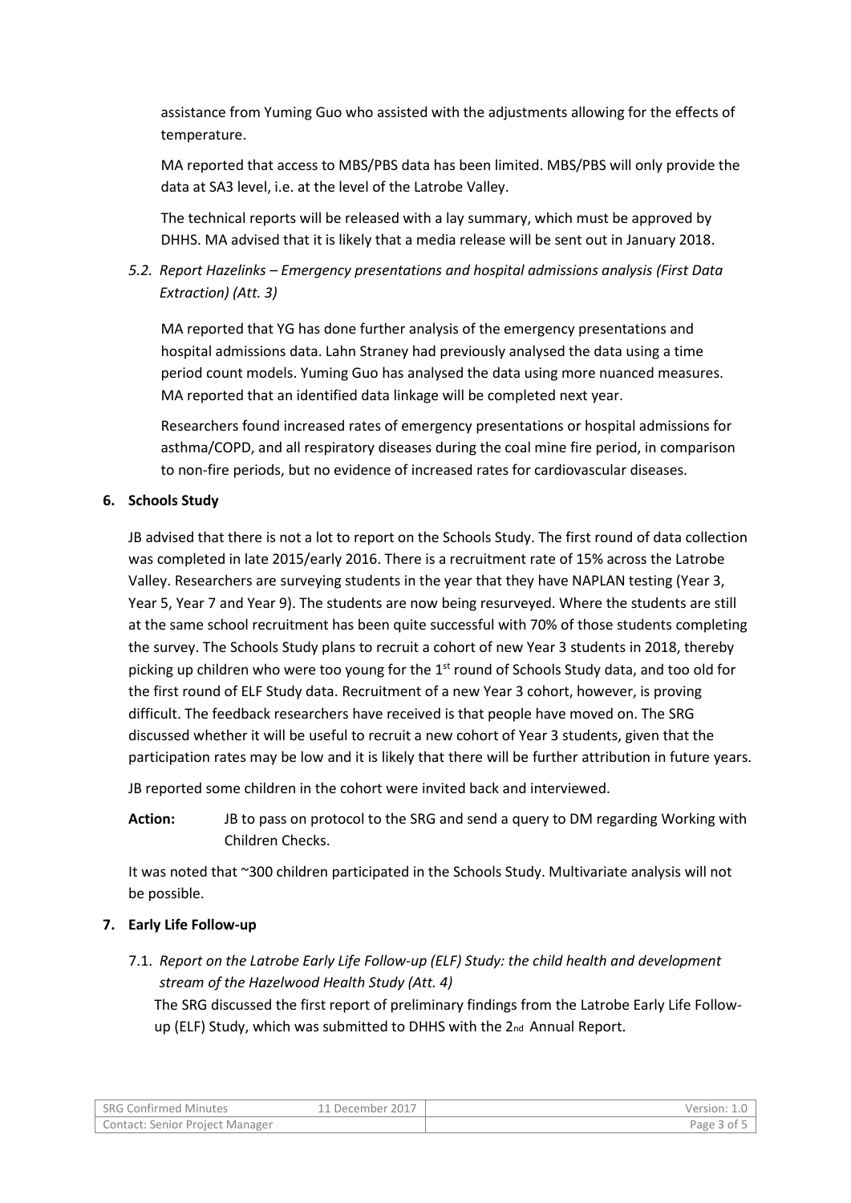assistance from Yuming Guo who assisted with the adjustments allowing for the effects of temperature.

MA reported that access to MBS/PBS data has been limited. MBS/PBS will only provide the data at SA3 level, i.e. at the level of the Latrobe Valley.

The technical reports will be released with a lay summary, which must be approved by DHHS. MA advised that it is likely that a media release will be sent out in January 2018.

*5.2. Report Hazelinks – Emergency presentations and hospital admissions analysis (First Data Extraction) (Att. 3)*

MA reported that YG has done further analysis of the emergency presentations and hospital admissions data. Lahn Straney had previously analysed the data using a time period count models. Yuming Guo has analysed the data using more nuanced measures. MA reported that an identified data linkage will be completed next year.

Researchers found increased rates of emergency presentations or hospital admissions for asthma/COPD, and all respiratory diseases during the coal mine fire period, in comparison to non-fire periods, but no evidence of increased rates for cardiovascular diseases.

**6. Schools Study**

JB advised that there is not a lot to report on the Schools Study. The first round of data collection was completed in late 2015/early 2016. There is a recruitment rate of 15% across the Latrobe Valley. Researchers are surveying students in the year that they have NAPLAN testing (Year 3, Year 5, Year 7 and Year 9). The students are now being resurveyed. Where the students are still at the same school recruitment has been quite successful with 70% of those students completing the survey. The Schools Study plans to recruit a cohort of new Year 3 students in 2018, thereby picking up children who were too young for the 1st round of Schools Study data, and too old for the first round of ELF Study data. Recruitment of a new Year 3 cohort, however, is proving difficult. The feedback researchers have received is that people have moved on. The SRG discussed whether it will be useful to recruit a new cohort of Year 3 students, given that the participation rates may be low and it is likely that there will be further attribution in future years.

JB reported some children in the cohort were invited back and interviewed.

**Action:** JB to pass on protocol to the SRG and send a query to DM regarding Working with Children Checks.

It was noted that ~300 children participated in the Schools Study. Multivariate analysis will not be possible.

**7. Early Life Follow-up**

7.1. *Report on the Latrobe Early Life Follow-up (ELF) Study: the child health and development stream of the Hazelwood Health Study (Att. 4)*

The SRG discussed the first report of preliminary findings from the Latrobe Early Life Follow-up (ELF) Study, which was submitted to DHHS with the 2nd Annual Report.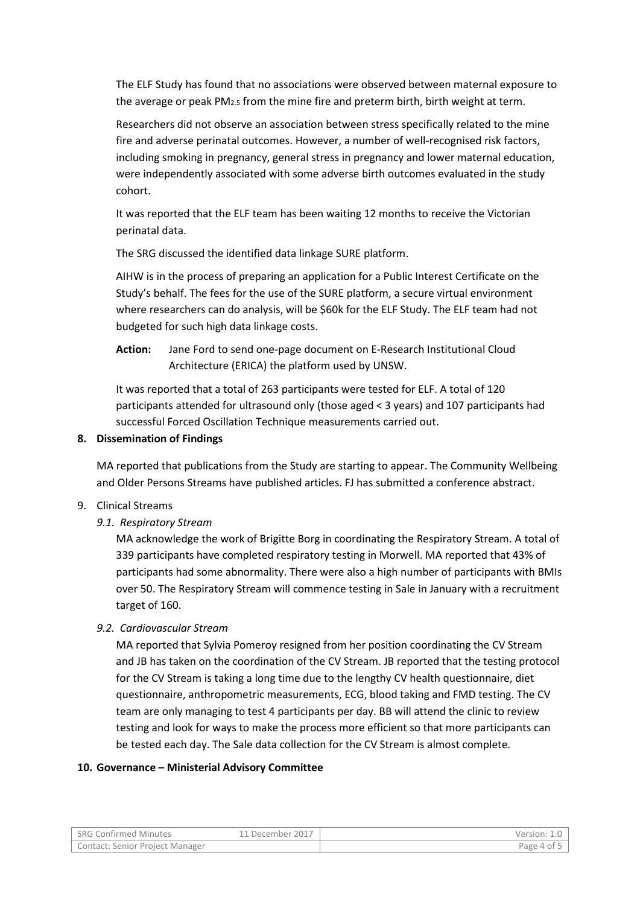The ELF Study has found that no associations were observed between maternal exposure to the average or peak $PM_{2.5}$ from the mine fire and preterm birth, birth weight at term.

Researchers did not observe an association between stress specifically related to the mine fire and adverse perinatal outcomes. However, a number of well-recognised risk factors, including smoking in pregnancy, general stress in pregnancy and lower maternal education, were independently associated with some adverse birth outcomes evaluated in the study cohort.

It was reported that the ELF team has been waiting 12 months to receive the Victorian perinatal data.

The SRG discussed the identified data linkage SURE platform.

AIHW is in the process of preparing an application for a Public Interest Certificate on the Study's behalf. The fees for the use of the SURE platform, a secure virtual environment where researchers can do analysis, will be $60k for the ELF Study. The ELF team had not budgeted for such high data linkage costs.

**Action:** Jane Ford to send one-page document on E-Research Institutional Cloud Architecture (ERICA) the platform used by UNSW.

It was reported that a total of 263 participants were tested for ELF. A total of 120 participants attended for ultrasound only (those aged < 3 years) and 107 participants had successful Forced Oscillation Technique measurements carried out.

## 8. Dissemination of Findings

MA reported that publications from the Study are starting to appear. The Community Wellbeing and Older Persons Streams have published articles. FJ has submitted a conference abstract.

## 9. Clinical Streams

### *9.1. Respiratory Stream*

MA acknowledge the work of Brigitte Borg in coordinating the Respiratory Stream. A total of 339 participants have completed respiratory testing in Morwell. MA reported that 43% of participants had some abnormality. There were also a high number of participants with BMIs over 50. The Respiratory Stream will commence testing in Sale in January with a recruitment target of 160.

### *9.2. Cardiovascular Stream*

MA reported that Sylvia Pomeroy resigned from her position coordinating the CV Stream and JB has taken on the coordination of the CV Stream. JB reported that the testing protocol for the CV Stream is taking a long time due to the lengthy CV health questionnaire, diet questionnaire, anthropometric measurements, ECG, blood taking and FMD testing. The CV team are only managing to test 4 participants per day. BB will attend the clinic to review testing and look for ways to make the process more efficient so that more participants can be tested each day. The Sale data collection for the CV Stream is almost complete.

## 10. Governance – Ministerial Advisory Committee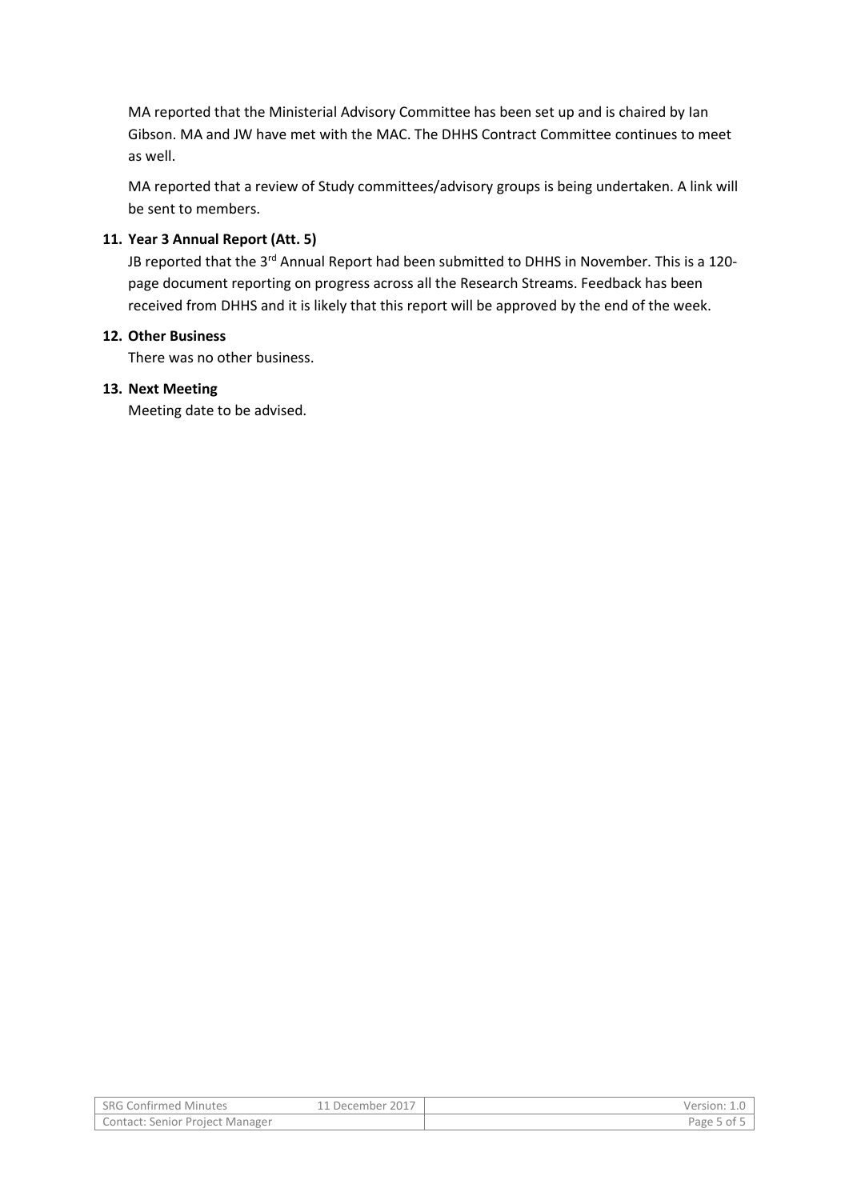MA reported that the Ministerial Advisory Committee has been set up and is chaired by Ian Gibson. MA and JW have met with the MAC. The DHHS Contract Committee continues to meet as well.

MA reported that a review of Study committees/advisory groups is being undertaken. A link will be sent to members.

**11. Year 3 Annual Report (Att. 5)**

JB reported that the 3rd Annual Report had been submitted to DHHS in November. This is a 120-page document reporting on progress across all the Research Streams. Feedback has been received from DHHS and it is likely that this report will be approved by the end of the week.

**12. Other Business**

There was no other business.

**13. Next Meeting**

Meeting date to be advised.